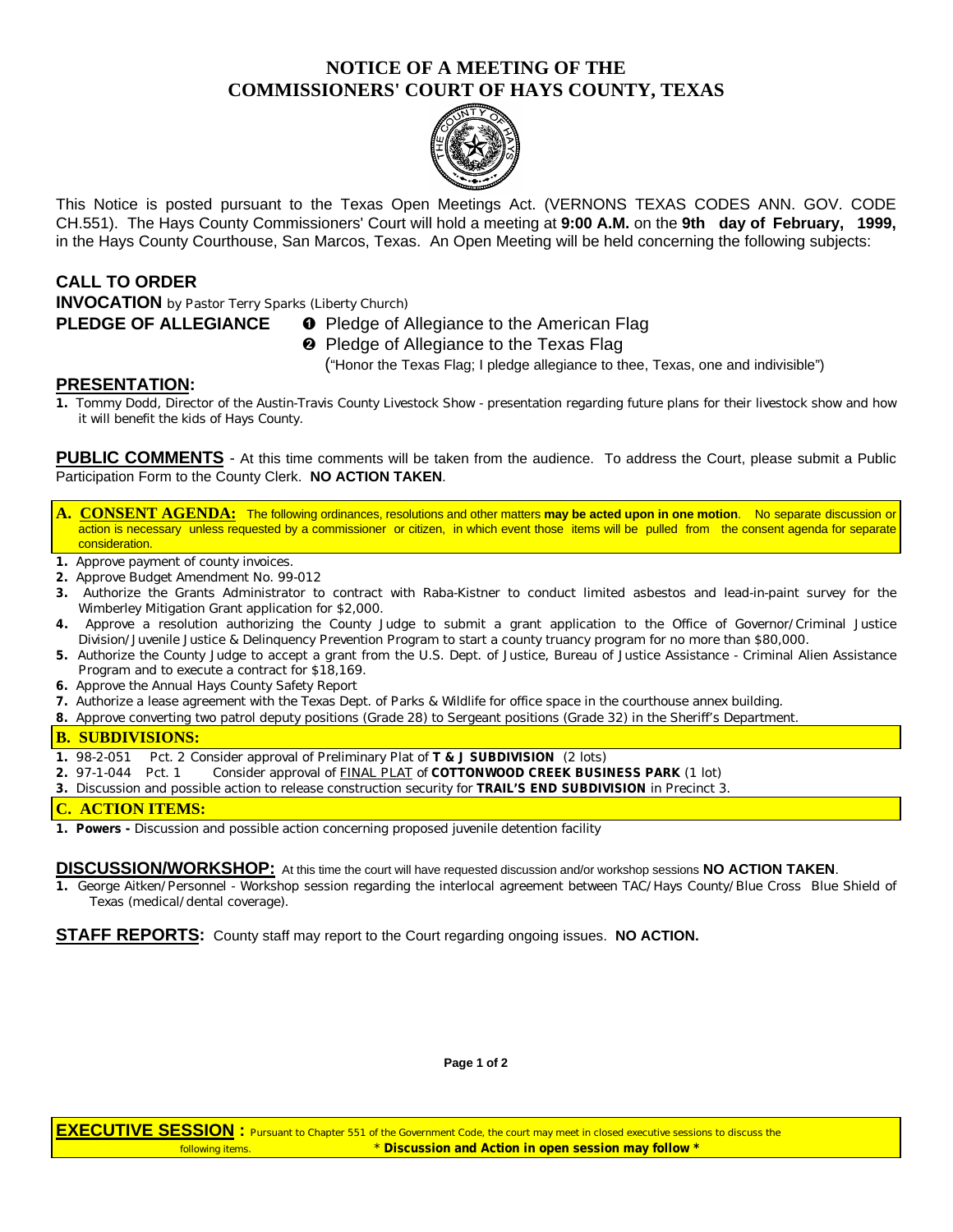# NOTICE OF A MEETING OF THE COMMISSIONERS' COURT OF HAYS COUNTY, TEXAS

This Notice is posted pursuant to the Texas Open Meetings Act. (VERNONS TEXAS CODES ANN. GOV. CODE CH.551). The Hays County Commissioners' Court will hold a meeting at **9:00 A.M.** on the **9th day of February, 1999,** in the Hays County Courthouse, San Marcos, Texas. An Open Meeting will be held concerning the following subjects:

## CALL TO ORDER

**INVOCATION** by Pastor Terry Sparks (Liberty Church)

**PLEDGE OF ALLEGIANCE**

❶ Pledge of Allegiance to the American Flag

❷ Pledge of Allegiance to the Texas Flag

("Honor the Texas Flag; I pledge allegiance to thee, Texas, one and indivisible")

## PRESENTATION:

1. Tommy Dodd, Director of the Austin-Travis County Livestock Show - presentation regarding future plans for their livestock show and how it will benefit the kids of Hays County.

**PUBLIC COMMENTS** - At this time comments will be taken from the audience. To address the Court, please submit a Public Participation Form to the County Clerk. **NO ACTION TAKEN**.

## A. CONSENT AGENDA:

The following ordinances, resolutions and other matters **may be acted upon in one motion**. No separate discussion or action is necessary unless requested by a commissioner or citizen, in which event those items will be pulled from the consent agenda for separate consideration.

1. Approve payment of county invoices.
2. Approve Budget Amendment No. 99-012
3. Authorize the Grants Administrator to contract with Raba-Kistner to conduct limited asbestos and lead-in-paint survey for the Wimberley Mitigation Grant application for $2,000.
4. Approve a resolution authorizing the County Judge to submit a grant application to the Office of Governor/Criminal Justice Division/Juvenile Justice & Delinquency Prevention Program to start a county truancy program for no more than $80,000.
5. Authorize the County Judge to accept a grant from the U.S. Dept. of Justice, Bureau of Justice Assistance - Criminal Alien Assistance Program and to execute a contract for $18,169.
6. Approve the Annual Hays County Safety Report
7. Authorize a lease agreement with the Texas Dept. of Parks & Wildlife for office space in the courthouse annex building.
8. Approve converting two patrol deputy positions (Grade 28) to Sergeant positions (Grade 32) in the Sheriff's Department.

## B. SUBDIVISIONS:

1. 98-2-051 Pct. 2 Consider approval of Preliminary Plat of **T & J SUBDIVISION** (2 lots)
2. 97-1-044 Pct. 1 Consider approval of FINAL PLAT of **COTTONWOOD CREEK BUSINESS PARK** (1 lot)
3. Discussion and possible action to release construction security for **TRAIL'S END SUBDIVISION** in Precinct 3.

## C. ACTION ITEMS:

1. **Powers -** Discussion and possible action concerning proposed juvenile detention facility

## DISCUSSION/WORKSHOP:

At this time the court will have requested discussion and/or workshop sessions **NO ACTION TAKEN**.

1. George Aitken/Personnel - Workshop session regarding the interlocal agreement between TAC/Hays County/Blue Cross Blue Shield of Texas (medical/dental coverage).

**STAFF REPORTS:** County staff may report to the Court regarding ongoing issues. **NO ACTION.**

## EXECUTIVE SESSION :

Pursuant to Chapter 551 of the Government Code, the court may meet in closed executive sessions to discuss the following items. **\* Discussion and Action in open session may follow \***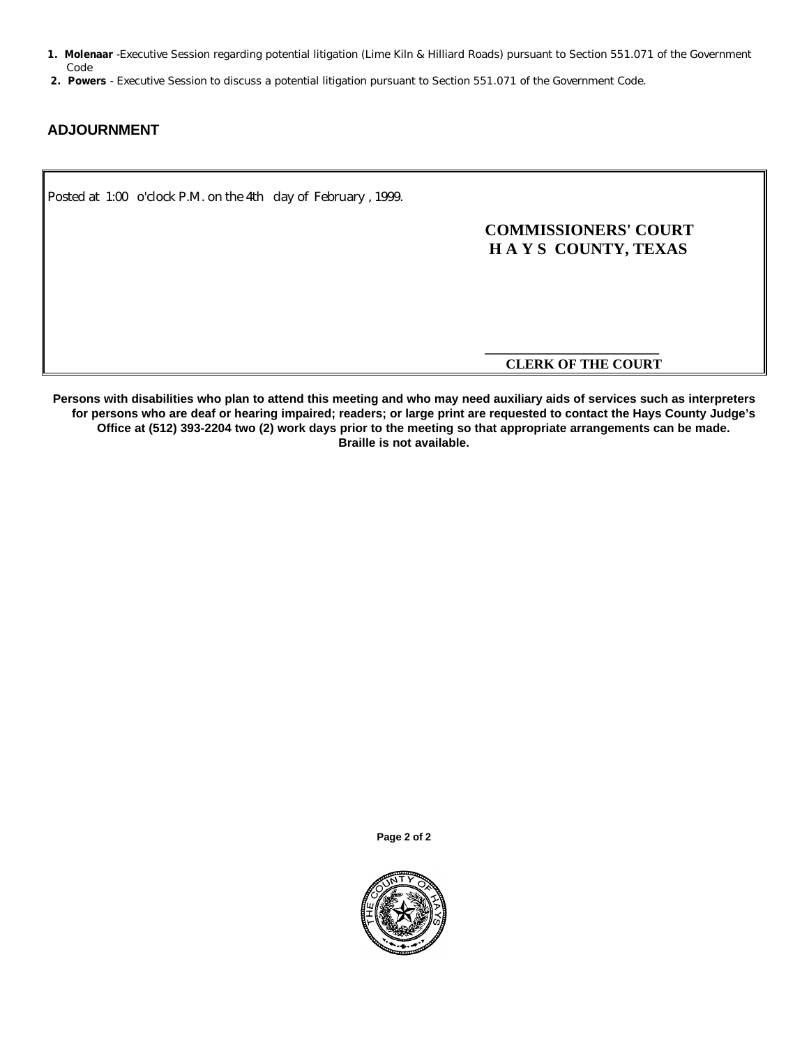1. **Molenaar** -Executive Session regarding potential litigation (Lime Kiln & Hilliard Roads) pursuant to Section 551.071 of the Government Code
2. **Powers** - Executive Session to discuss a potential litigation pursuant to Section 551.071 of the Government Code.

## ADJOURNMENT

Posted at 1:00 o'clock P.M. on the 4th day of February , 1999.

**COMMISSIONERS' COURT**
**H A Y S COUNTY, TEXAS**

______________________________
**CLERK OF THE COURT**

**Persons with disabilities who plan to attend this meeting and who may need auxiliary aids of services such as interpreters for persons who are deaf or hearing impaired; readers; or large print are requested to contact the Hays County Judge's Office at (512) 393-2204 two (2) work days prior to the meeting so that appropriate arrangements can be made. Braille is not available.**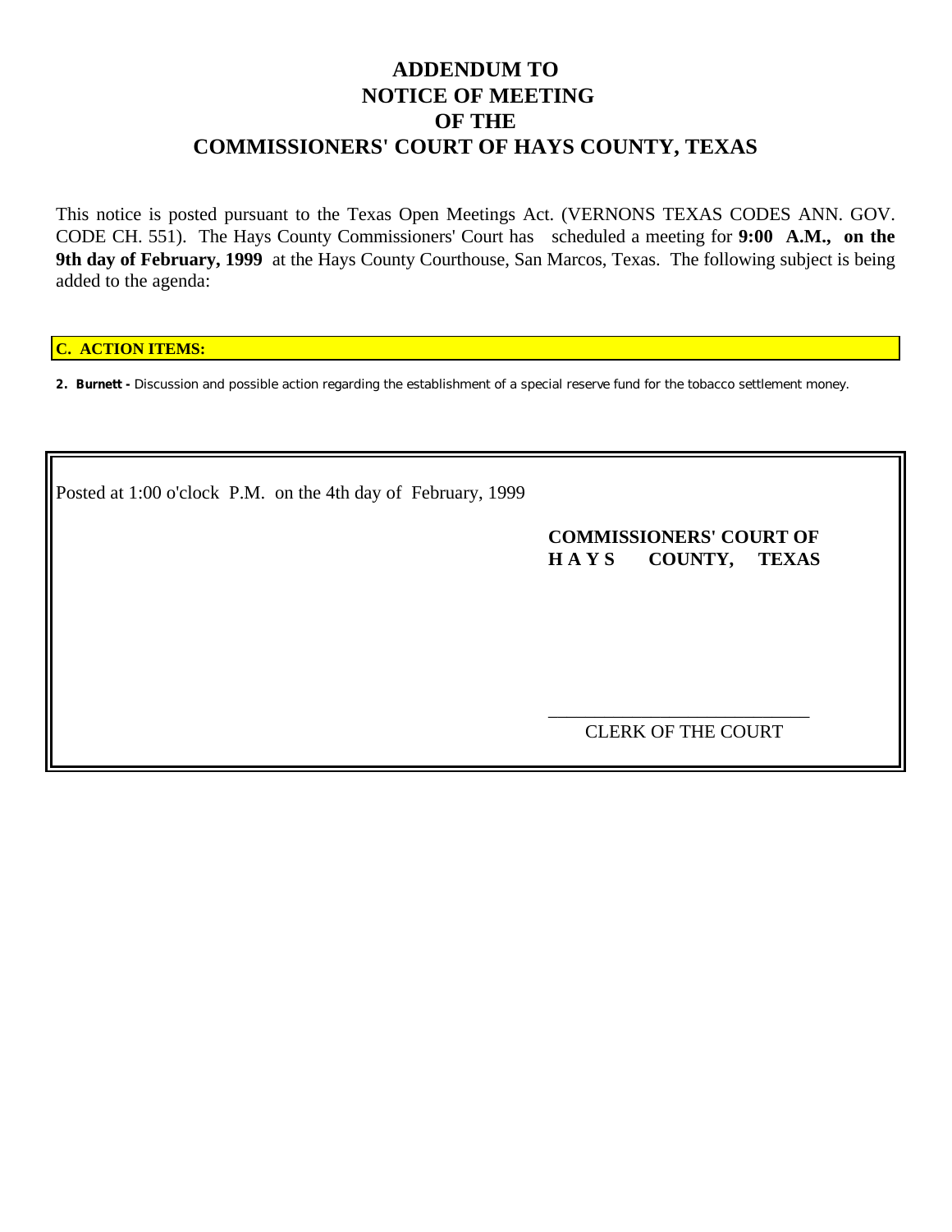# ADDENDUM TO NOTICE OF MEETING OF THE COMMISSIONERS' COURT OF HAYS COUNTY, TEXAS

This notice is posted pursuant to the Texas Open Meetings Act. (VERNONS TEXAS CODES ANN. GOV. CODE CH. 551). The Hays County Commissioners' Court has scheduled a meeting for **9:00 A.M., on the 9th day of February, 1999** at the Hays County Courthouse, San Marcos, Texas. The following subject is being added to the agenda:

**C. ACTION ITEMS:**

**2. Burnett -** Discussion and possible action regarding the establishment of a special reserve fund for the tobacco settlement money.

Posted at 1:00 o'clock P.M. on the 4th day of February, 1999

**COMMISSIONERS' COURT OF**
**HAYS COUNTY, TEXAS**

\_\_\_\_\_\_\_\_\_\_\_\_\_\_\_\_\_\_\_\_\_\_\_\_\_\_\_\_

CLERK OF THE COURT